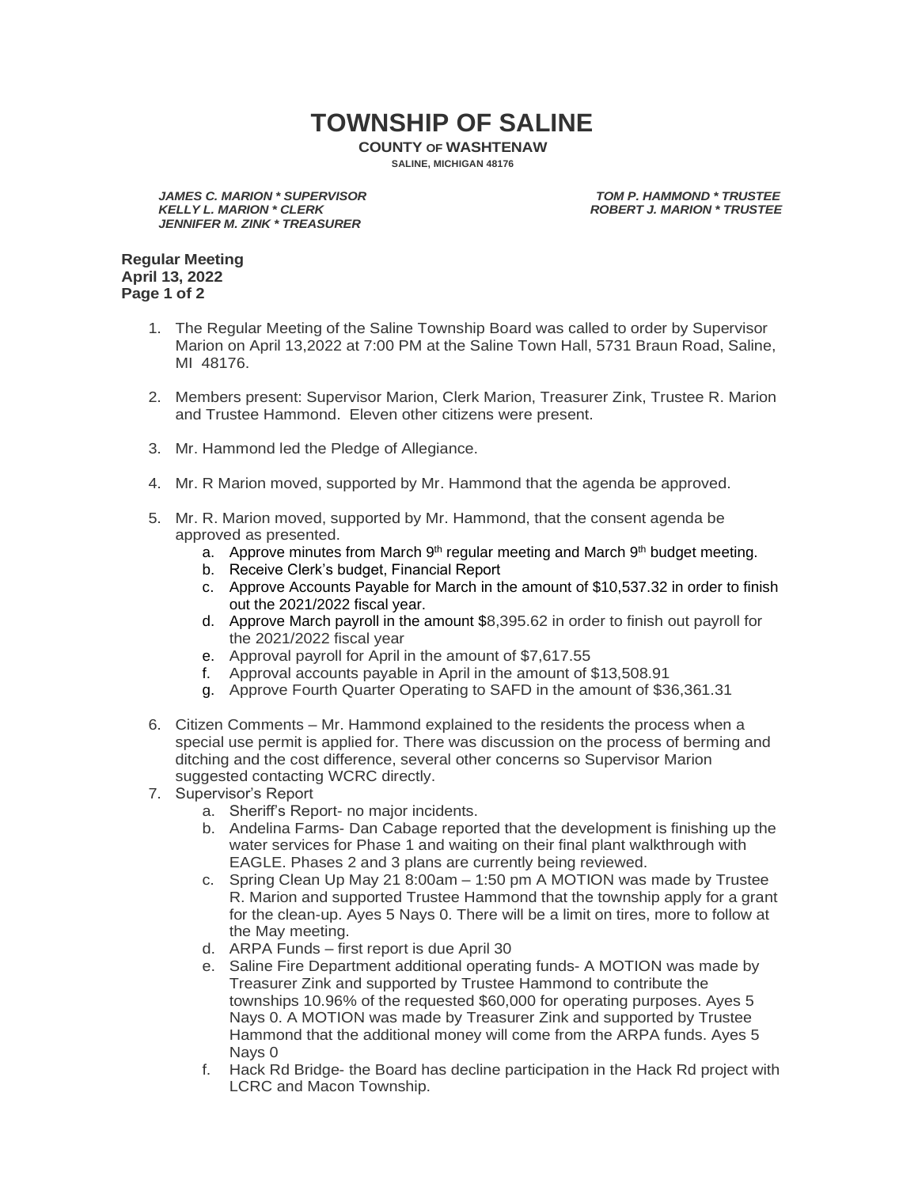# TOWNSHIP OF SALINE

**COUNTY OF WASHTENAW**

**SALINE, MICHIGAN 48176**

***JAMES C. MARION * SUPERVISOR***
***KELLY L. MARION * CLERK***
***JENNIFER M. ZINK * TREASURER***
***TOM P. HAMMOND * TRUSTEE***
***ROBERT J. MARION * TRUSTEE***

**Regular Meeting**
**April 13, 2022**

1. The Regular Meeting of the Saline Township Board was called to order by Supervisor Marion on April 13,2022 at 7:00 PM at the Saline Town Hall, 5731 Braun Road, Saline, MI 48176.

2. Members present: Supervisor Marion, Clerk Marion, Treasurer Zink, Trustee R. Marion and Trustee Hammond. Eleven other citizens were present.

3. Mr. Hammond led the Pledge of Allegiance.

4. Mr. R Marion moved, supported by Mr. Hammond that the agenda be approved.

5. Mr. R. Marion moved, supported by Mr. Hammond, that the consent agenda be approved as presented.
   a. Approve minutes from March 9th regular meeting and March 9th budget meeting.
   b. Receive Clerk's budget, Financial Report
   c. Approve Accounts Payable for March in the amount of $10,537.32 in order to finish out the 2021/2022 fiscal year.
   d. Approve March payroll in the amount $8,395.62 in order to finish out payroll for the 2021/2022 fiscal year
   e. Approval payroll for April in the amount of $7,617.55
   f. Approval accounts payable in April in the amount of $13,508.91
   g. Approve Fourth Quarter Operating to SAFD in the amount of $36,361.31

6. Citizen Comments – Mr. Hammond explained to the residents the process when a special use permit is applied for. There was discussion on the process of berming and ditching and the cost difference, several other concerns so Supervisor Marion suggested contacting WCRC directly.

7. Supervisor's Report
   a. Sheriff's Report- no major incidents.
   b. Andelina Farms- Dan Cabage reported that the development is finishing up the water services for Phase 1 and waiting on their final plant walkthrough with EAGLE. Phases 2 and 3 plans are currently being reviewed.
   c. Spring Clean Up May 21 8:00am – 1:50 pm A MOTION was made by Trustee R. Marion and supported Trustee Hammond that the township apply for a grant for the clean-up. Ayes 5 Nays 0. There will be a limit on tires, more to follow at the May meeting.
   d. ARPA Funds – first report is due April 30
   e. Saline Fire Department additional operating funds- A MOTION was made by Treasurer Zink and supported by Trustee Hammond to contribute the townships 10.96% of the requested $60,000 for operating purposes. Ayes 5 Nays 0. A MOTION was made by Treasurer Zink and supported by Trustee Hammond that the additional money will come from the ARPA funds. Ayes 5 Nays 0
   f. Hack Rd Bridge- the Board has decline participation in the Hack Rd project with LCRC and Macon Township.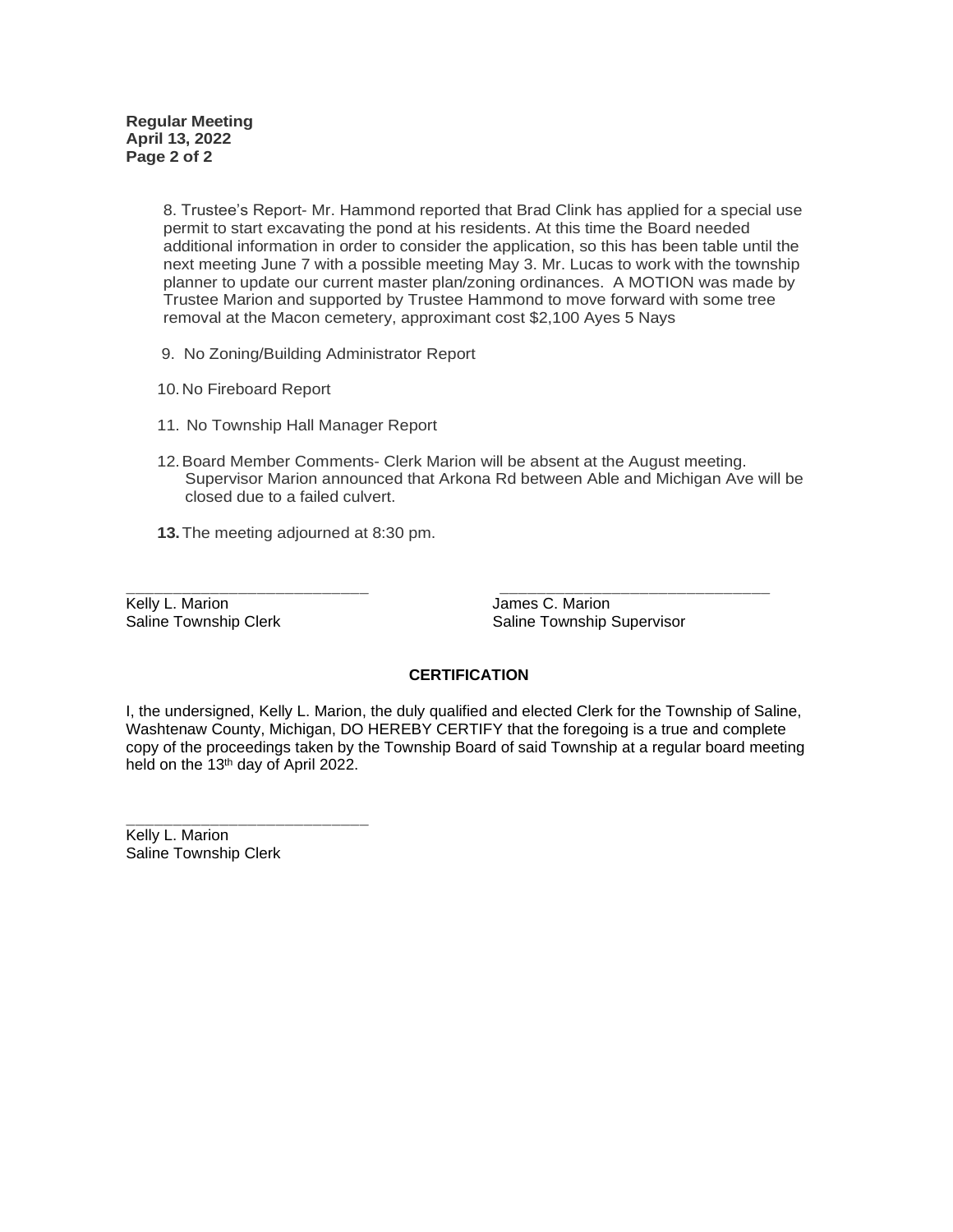8. Trustee's Report- Mr. Hammond reported that Brad Clink has applied for a special use permit to start excavating the pond at his residents. At this time the Board needed additional information in order to consider the application, so this has been table until the next meeting June 7 with a possible meeting May 3. Mr. Lucas to work with the township planner to update our current master plan/zoning ordinances. A MOTION was made by Trustee Marion and supported by Trustee Hammond to move forward with some tree removal at the Macon cemetery, approximant cost $2,100 Ayes 5 Nays

9. No Zoning/Building Administrator Report

10. No Fireboard Report

11. No Township Hall Manager Report

12. Board Member Comments- Clerk Marion will be absent at the August meeting. Supervisor Marion announced that Arkona Rd between Able and Michigan Ave will be closed due to a failed culvert.

**13.** The meeting adjourned at 8:30 pm.

\_\_\_\_\_\_\_\_\_\_\_\_\_\_\_\_\_\_\_\_\_\_\_\_\_\_\_\_
Kelly L. Marion
Saline Township Clerk

\_\_\_\_\_\_\_\_\_\_\_\_\_\_\_\_\_\_\_\_\_\_\_\_\_\_\_\_\_\_\_
James C. Marion
Saline Township Supervisor

**CERTIFICATION**

I, the undersigned, Kelly L. Marion, the duly qualified and elected Clerk for the Township of Saline, Washtenaw County, Michigan, DO HEREBY CERTIFY that the foregoing is a true and complete copy of the proceedings taken by the Township Board of said Township at a regular board meeting held on the 13th day of April 2022.

\_\_\_\_\_\_\_\_\_\_\_\_\_\_\_\_\_\_\_\_\_\_\_\_\_\_\_\_
Kelly L. Marion
Saline Township Clerk